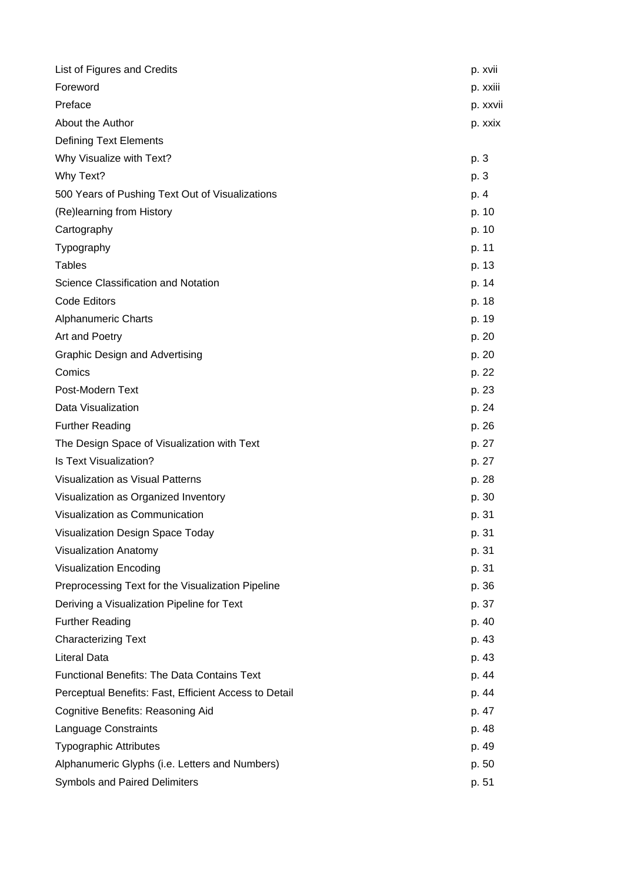| | |
|---|---|
| List of Figures and Credits | p. xvii |
| Foreword | p. xxiii |
| Preface | p. xxvii |
| About the Author | p. xxix |
| Defining Text Elements | |
| Why Visualize with Text? | p. 3 |
| Why Text? | p. 3 |
| 500 Years of Pushing Text Out of Visualizations | p. 4 |
| (Re)learning from History | p. 10 |
| Cartography | p. 10 |
| Typography | p. 11 |
| Tables | p. 13 |
| Science Classification and Notation | p. 14 |
| Code Editors | p. 18 |
| Alphanumeric Charts | p. 19 |
| Art and Poetry | p. 20 |
| Graphic Design and Advertising | p. 20 |
| Comics | p. 22 |
| Post-Modern Text | p. 23 |
| Data Visualization | p. 24 |
| Further Reading | p. 26 |
| The Design Space of Visualization with Text | p. 27 |
| Is Text Visualization? | p. 27 |
| Visualization as Visual Patterns | p. 28 |
| Visualization as Organized Inventory | p. 30 |
| Visualization as Communication | p. 31 |
| Visualization Design Space Today | p. 31 |
| Visualization Anatomy | p. 31 |
| Visualization Encoding | p. 31 |
| Preprocessing Text for the Visualization Pipeline | p. 36 |
| Deriving a Visualization Pipeline for Text | p. 37 |
| Further Reading | p. 40 |
| Characterizing Text | p. 43 |
| Literal Data | p. 43 |
| Functional Benefits: The Data Contains Text | p. 44 |
| Perceptual Benefits: Fast, Efficient Access to Detail | p. 44 |
| Cognitive Benefits: Reasoning Aid | p. 47 |
| Language Constraints | p. 48 |
| Typographic Attributes | p. 49 |
| Alphanumeric Glyphs (i.e. Letters and Numbers) | p. 50 |
| Symbols and Paired Delimiters | p. 51 |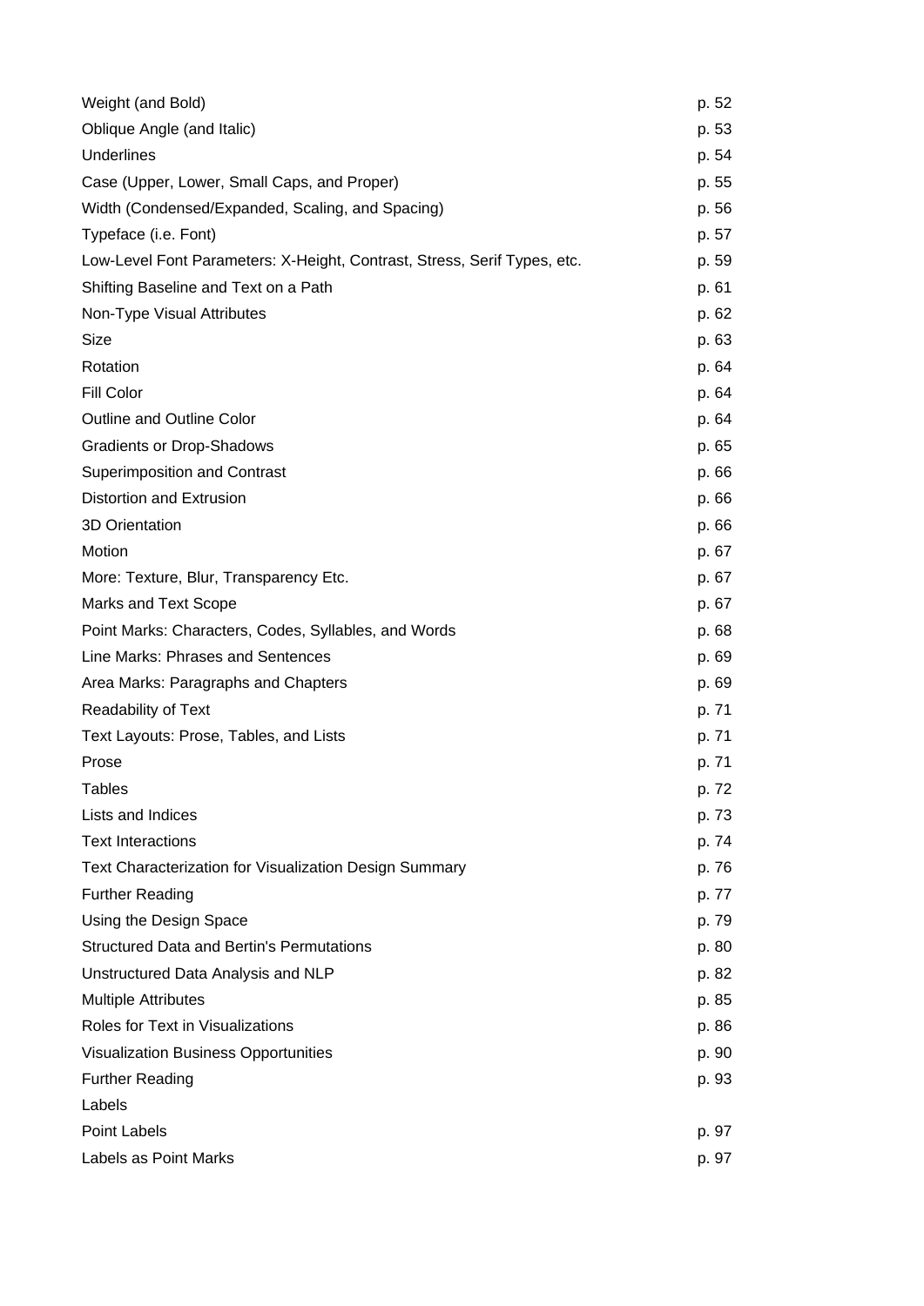| | |
|---|---|
| Weight (and Bold) | p. 52 |
| Oblique Angle (and Italic) | p. 53 |
| Underlines | p. 54 |
| Case (Upper, Lower, Small Caps, and Proper) | p. 55 |
| Width (Condensed/Expanded, Scaling, and Spacing) | p. 56 |
| Typeface (i.e. Font) | p. 57 |
| Low-Level Font Parameters: X-Height, Contrast, Stress, Serif Types, etc. | p. 59 |
| Shifting Baseline and Text on a Path | p. 61 |
| Non-Type Visual Attributes | p. 62 |
| Size | p. 63 |
| Rotation | p. 64 |
| Fill Color | p. 64 |
| Outline and Outline Color | p. 64 |
| Gradients or Drop-Shadows | p. 65 |
| Superimposition and Contrast | p. 66 |
| Distortion and Extrusion | p. 66 |
| 3D Orientation | p. 66 |
| Motion | p. 67 |
| More: Texture, Blur, Transparency Etc. | p. 67 |
| Marks and Text Scope | p. 67 |
| Point Marks: Characters, Codes, Syllables, and Words | p. 68 |
| Line Marks: Phrases and Sentences | p. 69 |
| Area Marks: Paragraphs and Chapters | p. 69 |
| Readability of Text | p. 71 |
| Text Layouts: Prose, Tables, and Lists | p. 71 |
| Prose | p. 71 |
| Tables | p. 72 |
| Lists and Indices | p. 73 |
| Text Interactions | p. 74 |
| Text Characterization for Visualization Design Summary | p. 76 |
| Further Reading | p. 77 |
| Using the Design Space | p. 79 |
| Structured Data and Bertin's Permutations | p. 80 |
| Unstructured Data Analysis and NLP | p. 82 |
| Multiple Attributes | p. 85 |
| Roles for Text in Visualizations | p. 86 |
| Visualization Business Opportunities | p. 90 |
| Further Reading | p. 93 |
| Labels | |
| Point Labels | p. 97 |
| Labels as Point Marks | p. 97 |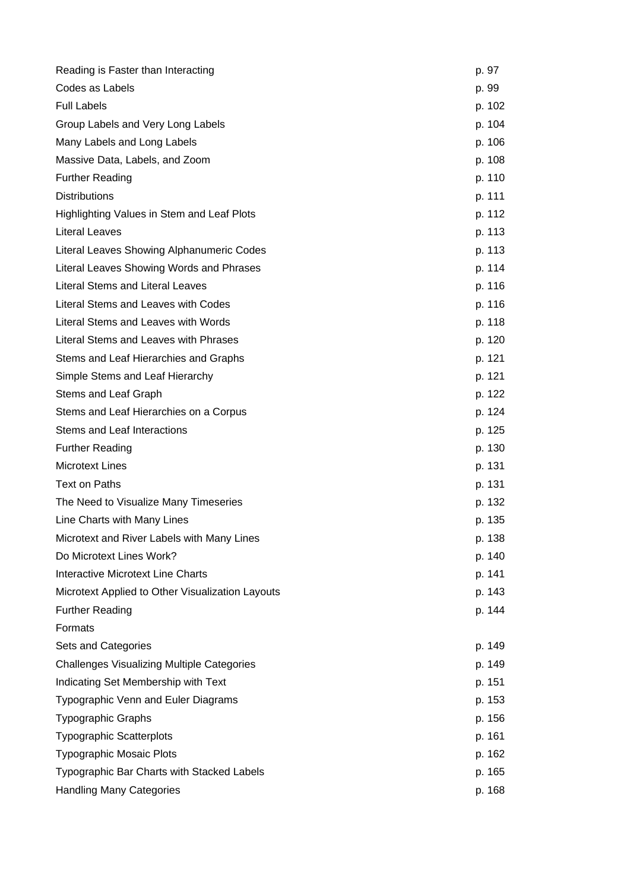| | |
|---|---|
| Reading is Faster than Interacting | p. 97 |
| Codes as Labels | p. 99 |
| Full Labels | p. 102 |
| Group Labels and Very Long Labels | p. 104 |
| Many Labels and Long Labels | p. 106 |
| Massive Data, Labels, and Zoom | p. 108 |
| Further Reading | p. 110 |
| Distributions | p. 111 |
| Highlighting Values in Stem and Leaf Plots | p. 112 |
| Literal Leaves | p. 113 |
| Literal Leaves Showing Alphanumeric Codes | p. 113 |
| Literal Leaves Showing Words and Phrases | p. 114 |
| Literal Stems and Literal Leaves | p. 116 |
| Literal Stems and Leaves with Codes | p. 116 |
| Literal Stems and Leaves with Words | p. 118 |
| Literal Stems and Leaves with Phrases | p. 120 |
| Stems and Leaf Hierarchies and Graphs | p. 121 |
| Simple Stems and Leaf Hierarchy | p. 121 |
| Stems and Leaf Graph | p. 122 |
| Stems and Leaf Hierarchies on a Corpus | p. 124 |
| Stems and Leaf Interactions | p. 125 |
| Further Reading | p. 130 |
| Microtext Lines | p. 131 |
| Text on Paths | p. 131 |
| The Need to Visualize Many Timeseries | p. 132 |
| Line Charts with Many Lines | p. 135 |
| Microtext and River Labels with Many Lines | p. 138 |
| Do Microtext Lines Work? | p. 140 |
| Interactive Microtext Line Charts | p. 141 |
| Microtext Applied to Other Visualization Layouts | p. 143 |
| Further Reading | p. 144 |
| Formats | |
| Sets and Categories | p. 149 |
| Challenges Visualizing Multiple Categories | p. 149 |
| Indicating Set Membership with Text | p. 151 |
| Typographic Venn and Euler Diagrams | p. 153 |
| Typographic Graphs | p. 156 |
| Typographic Scatterplots | p. 161 |
| Typographic Mosaic Plots | p. 162 |
| Typographic Bar Charts with Stacked Labels | p. 165 |
| Handling Many Categories | p. 168 |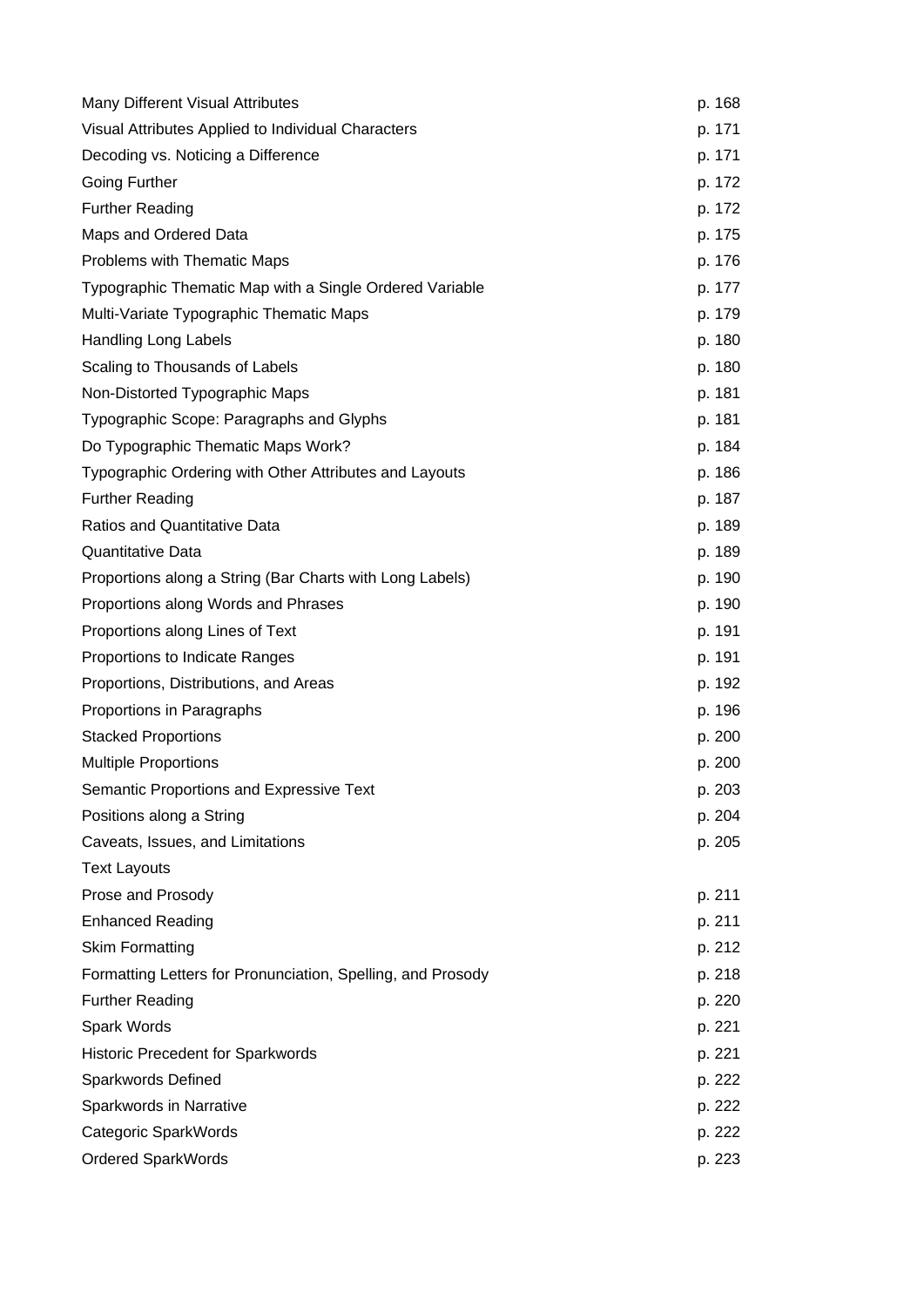| | |
|---|---|
| Many Different Visual Attributes | p. 168 |
| Visual Attributes Applied to Individual Characters | p. 171 |
| Decoding vs. Noticing a Difference | p. 171 |
| Going Further | p. 172 |
| Further Reading | p. 172 |
| Maps and Ordered Data | p. 175 |
| Problems with Thematic Maps | p. 176 |
| Typographic Thematic Map with a Single Ordered Variable | p. 177 |
| Multi-Variate Typographic Thematic Maps | p. 179 |
| Handling Long Labels | p. 180 |
| Scaling to Thousands of Labels | p. 180 |
| Non-Distorted Typographic Maps | p. 181 |
| Typographic Scope: Paragraphs and Glyphs | p. 181 |
| Do Typographic Thematic Maps Work? | p. 184 |
| Typographic Ordering with Other Attributes and Layouts | p. 186 |
| Further Reading | p. 187 |
| Ratios and Quantitative Data | p. 189 |
| Quantitative Data | p. 189 |
| Proportions along a String (Bar Charts with Long Labels) | p. 190 |
| Proportions along Words and Phrases | p. 190 |
| Proportions along Lines of Text | p. 191 |
| Proportions to Indicate Ranges | p. 191 |
| Proportions, Distributions, and Areas | p. 192 |
| Proportions in Paragraphs | p. 196 |
| Stacked Proportions | p. 200 |
| Multiple Proportions | p. 200 |
| Semantic Proportions and Expressive Text | p. 203 |
| Positions along a String | p. 204 |
| Caveats, Issues, and Limitations | p. 205 |
| Text Layouts | |
| Prose and Prosody | p. 211 |
| Enhanced Reading | p. 211 |
| Skim Formatting | p. 212 |
| Formatting Letters for Pronunciation, Spelling, and Prosody | p. 218 |
| Further Reading | p. 220 |
| Spark Words | p. 221 |
| Historic Precedent for Sparkwords | p. 221 |
| Sparkwords Defined | p. 222 |
| Sparkwords in Narrative | p. 222 |
| Categoric SparkWords | p. 222 |
| Ordered SparkWords | p. 223 |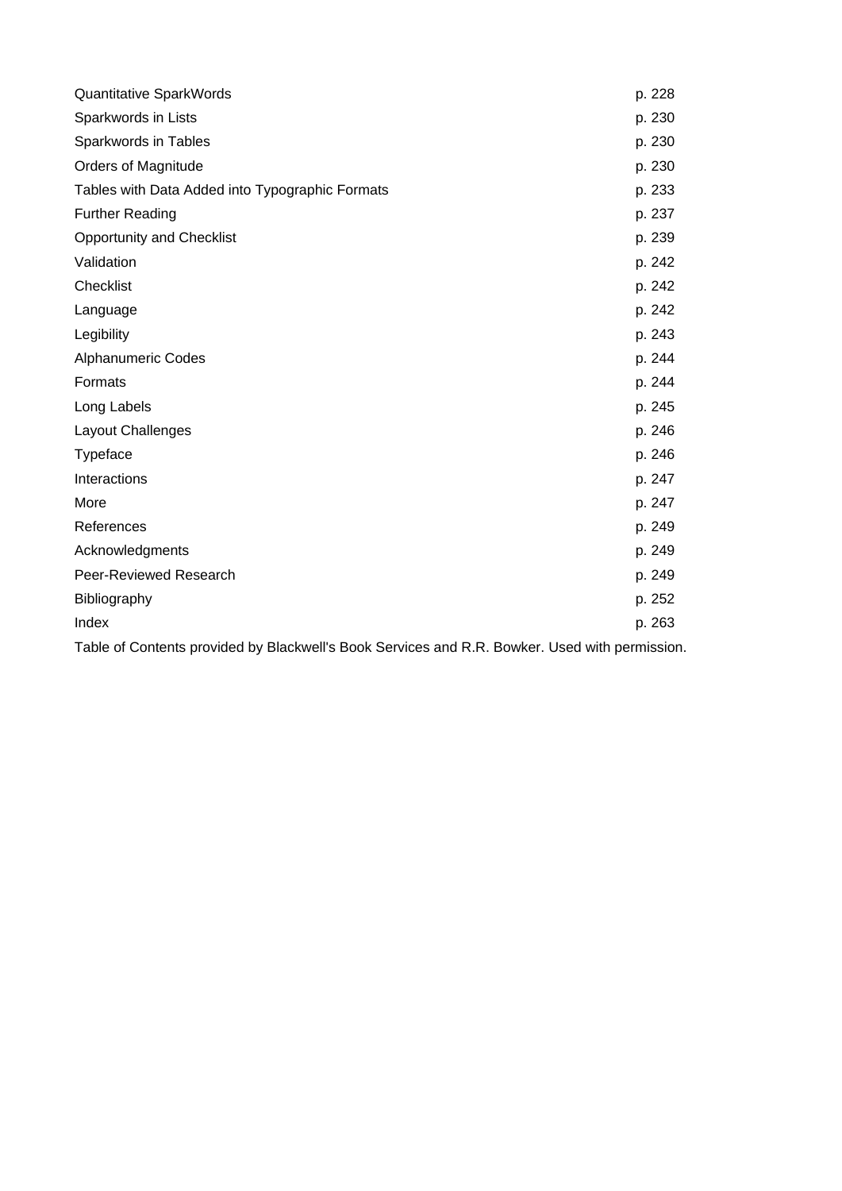| | |
|---|---|
| Quantitative SparkWords | p. 228 |
| Sparkwords in Lists | p. 230 |
| Sparkwords in Tables | p. 230 |
| Orders of Magnitude | p. 230 |
| Tables with Data Added into Typographic Formats | p. 233 |
| Further Reading | p. 237 |
| Opportunity and Checklist | p. 239 |
| Validation | p. 242 |
| Checklist | p. 242 |
| Language | p. 242 |
| Legibility | p. 243 |
| Alphanumeric Codes | p. 244 |
| Formats | p. 244 |
| Long Labels | p. 245 |
| Layout Challenges | p. 246 |
| Typeface | p. 246 |
| Interactions | p. 247 |
| More | p. 247 |
| References | p. 249 |
| Acknowledgments | p. 249 |
| Peer-Reviewed Research | p. 249 |
| Bibliography | p. 252 |
| Index | p. 263 |

Table of Contents provided by Blackwell's Book Services and R.R. Bowker. Used with permission.